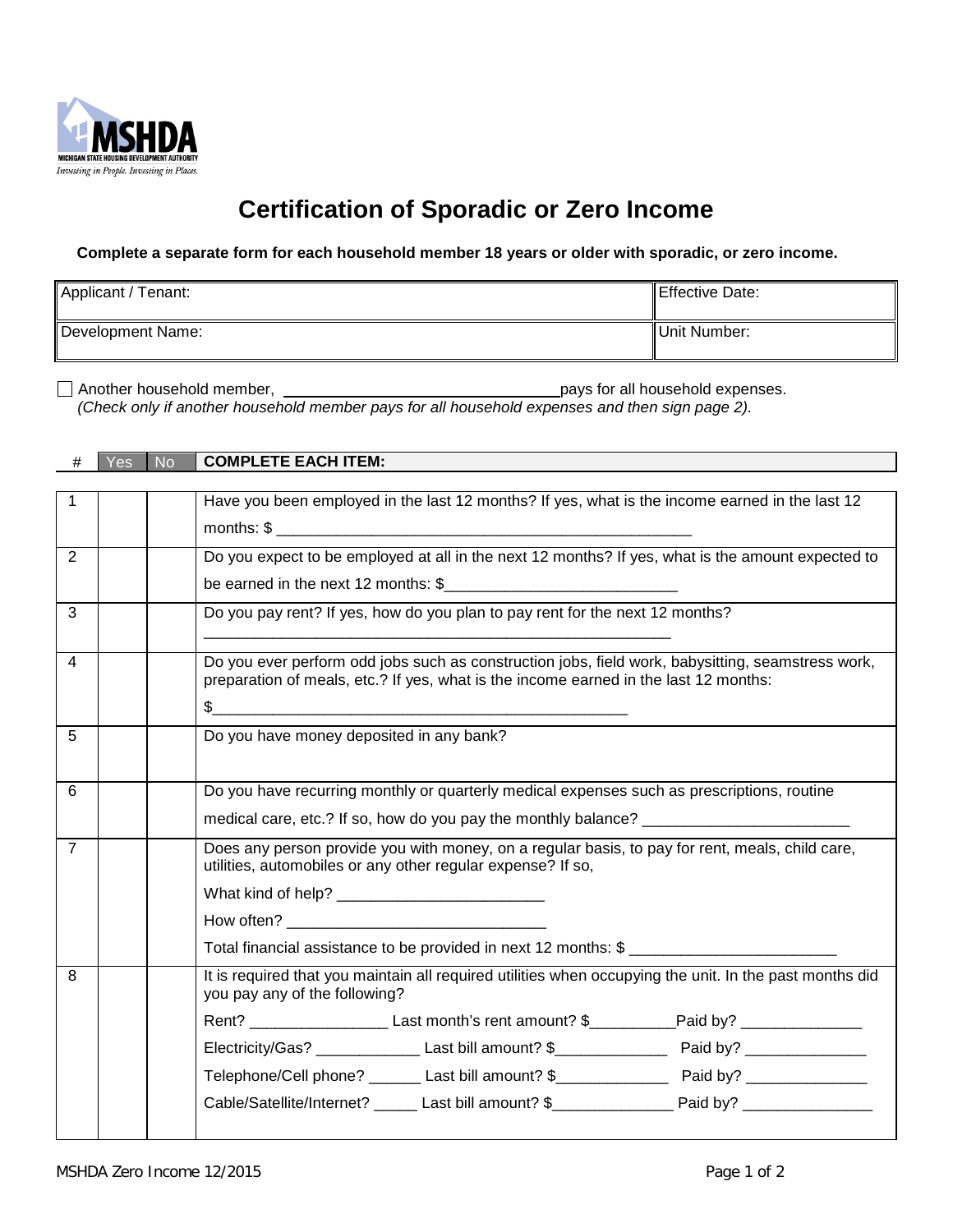# Certification of Sporadic or Zero Income

**Complete a separate form for each household member 18 years or older with sporadic, or zero income.**

| Applicant / Tenant: | Effective Date: |
|---|---|
| Development Name: | Unit Number: |

☐ Another household member, ______________________________ pays for all household expenses.
*(Check only if another household member pays for all household expenses and then sign page 2).*

| # | Yes | No | COMPLETE EACH ITEM: |
|---|---|---|---|
| 1 | | | Have you been employed in the last 12 months? If yes, what is the income earned in the last 12 months: $ ______________________________________________ |
| 2 | | | Do you expect to be employed at all in the next 12 months? If yes, what is the amount expected to be earned in the next 12 months: $___________________________ |
| 3 | | | Do you pay rent? If yes, how do you plan to pay rent for the next 12 months? ________________________________________________________ |
| 4 | | | Do you ever perform odd jobs such as construction jobs, field work, babysitting, seamstress work, preparation of meals, etc.? If yes, what is the income earned in the last 12 months: $_______________________________________________ |
| 5 | | | Do you have money deposited in any bank? |
| 6 | | | Do you have recurring monthly or quarterly medical expenses such as prescriptions, routine medical care, etc.? If so, how do you pay the monthly balance? ________________________ |
| 7 | | | Does any person provide you with money, on a regular basis, to pay for rent, meals, child care, utilities, automobiles or any other regular expense? If so, What kind of help? ________________________ How often? ______________________________ Total financial assistance to be provided in next 12 months: $ ________________________ |
| 8 | | | It is required that you maintain all required utilities when occupying the unit. In the past months did you pay any of the following? Rent? ________________ Last month's rent amount? $__________Paid by? ______________ Electricity/Gas? ____________ Last bill amount? $_____________ Paid by? ______________ Telephone/Cell phone? ______ Last bill amount? $_____________ Paid by? ______________ Cable/Satellite/Internet? _____ Last bill amount? $______________ Paid by? _______________ |

MSHDA Zero Income 12/2015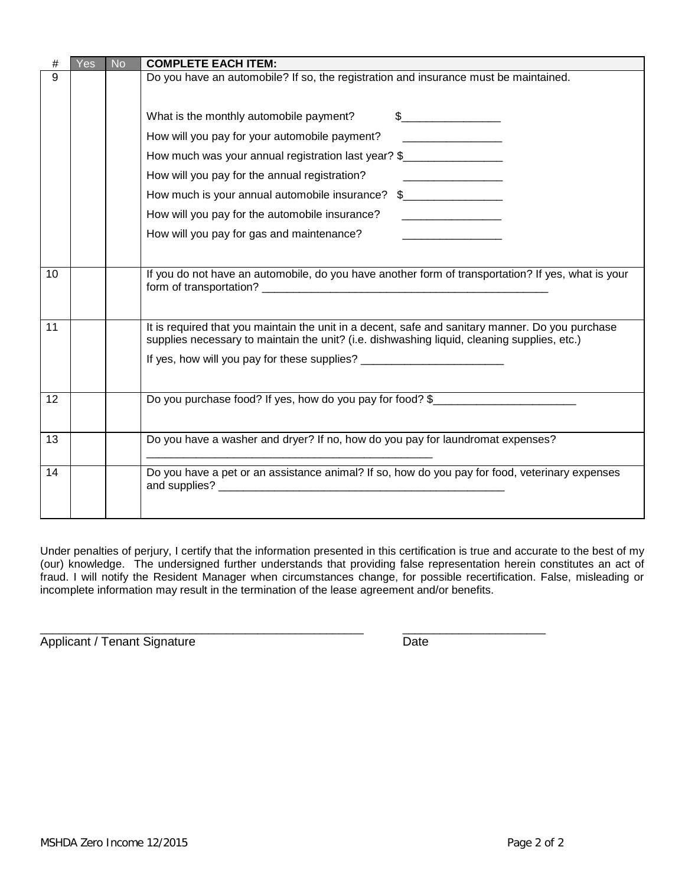| # | Yes | No | COMPLETE EACH ITEM: |
|---|---|---|---|
| 9 | | | Do you have an automobile? If so, the registration and insurance must be maintained.<br><br>What is the monthly automobile payment? $________________<br>How will you pay for your automobile payment? ________________<br>How much was your annual registration last year? $________________<br>How will you pay for the annual registration? ________________<br>How much is your annual automobile insurance? $________________<br>How will you pay for the automobile insurance? ________________<br>How will you pay for gas and maintenance? ________________ |
| 10 | | | If you do not have an automobile, do you have another form of transportation? If yes, what is your form of transportation? ________________________________________________ |
| 11 | | | It is required that you maintain the unit in a decent, safe and sanitary manner. Do you purchase supplies necessary to maintain the unit? (i.e. dishwashing liquid, cleaning supplies, etc.)<br>If yes, how will you pay for these supplies? _______________________ |
| 12 | | | Do you purchase food? If yes, how do you pay for food? $_______________________ |
| 13 | | | Do you have a washer and dryer? If no, how do you pay for laundromat expenses?<br>________________________________________________ |
| 14 | | | Do you have a pet or an assistance animal? If so, how do you pay for food, veterinary expenses and supplies? ________________________________________________ |

Under penalties of perjury, I certify that the information presented in this certification is true and accurate to the best of my (our) knowledge. The undersigned further understands that providing false representation herein constitutes an act of fraud. I will notify the Resident Manager when circumstances change, for possible recertification. False, misleading or incomplete information may result in the termination of the lease agreement and/or benefits.

_________________________________________________ ______________________

Applicant / Tenant Signature Date

MSHDA Zero Income 12/2015